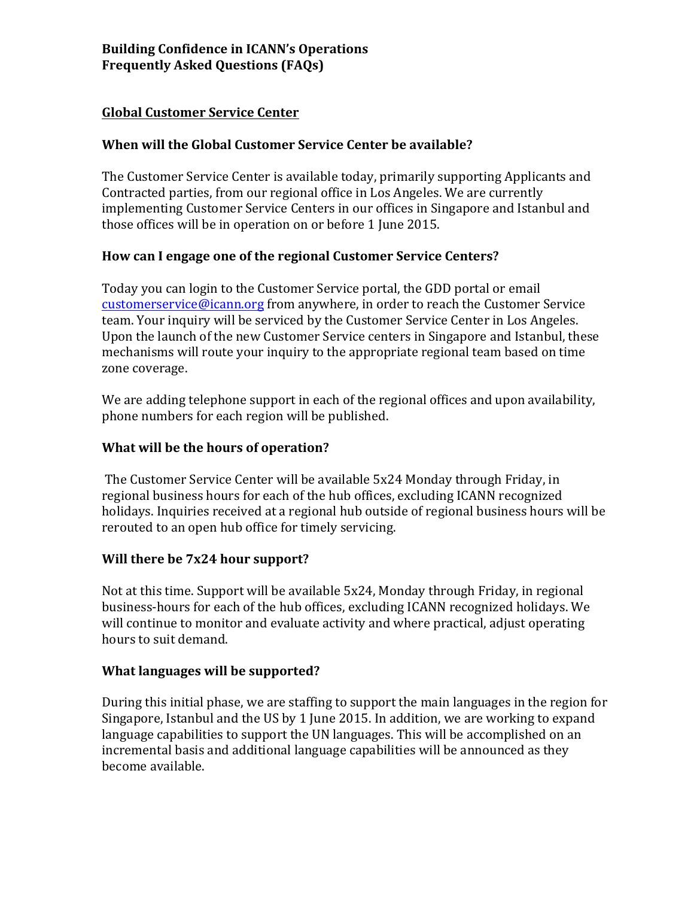**Building Confidence in ICANN's Operations**
**Frequently Asked Questions (FAQs)**

## Global Customer Service Center

### When will the Global Customer Service Center be available?

The Customer Service Center is available today, primarily supporting Applicants and Contracted parties, from our regional office in Los Angeles. We are currently implementing Customer Service Centers in our offices in Singapore and Istanbul and those offices will be in operation on or before 1 June 2015.

### How can I engage one of the regional Customer Service Centers?

Today you can login to the Customer Service portal, the GDD portal or email customerservice@icann.org from anywhere, in order to reach the Customer Service team. Your inquiry will be serviced by the Customer Service Center in Los Angeles. Upon the launch of the new Customer Service centers in Singapore and Istanbul, these mechanisms will route your inquiry to the appropriate regional team based on time zone coverage.

We are adding telephone support in each of the regional offices and upon availability, phone numbers for each region will be published.

### What will be the hours of operation?

The Customer Service Center will be available 5x24 Monday through Friday, in regional business hours for each of the hub offices, excluding ICANN recognized holidays. Inquiries received at a regional hub outside of regional business hours will be rerouted to an open hub office for timely servicing.

### Will there be 7x24 hour support?

Not at this time. Support will be available 5x24, Monday through Friday, in regional business-hours for each of the hub offices, excluding ICANN recognized holidays. We will continue to monitor and evaluate activity and where practical, adjust operating hours to suit demand.

### What languages will be supported?

During this initial phase, we are staffing to support the main languages in the region for Singapore, Istanbul and the US by 1 June 2015. In addition, we are working to expand language capabilities to support the UN languages. This will be accomplished on an incremental basis and additional language capabilities will be announced as they become available.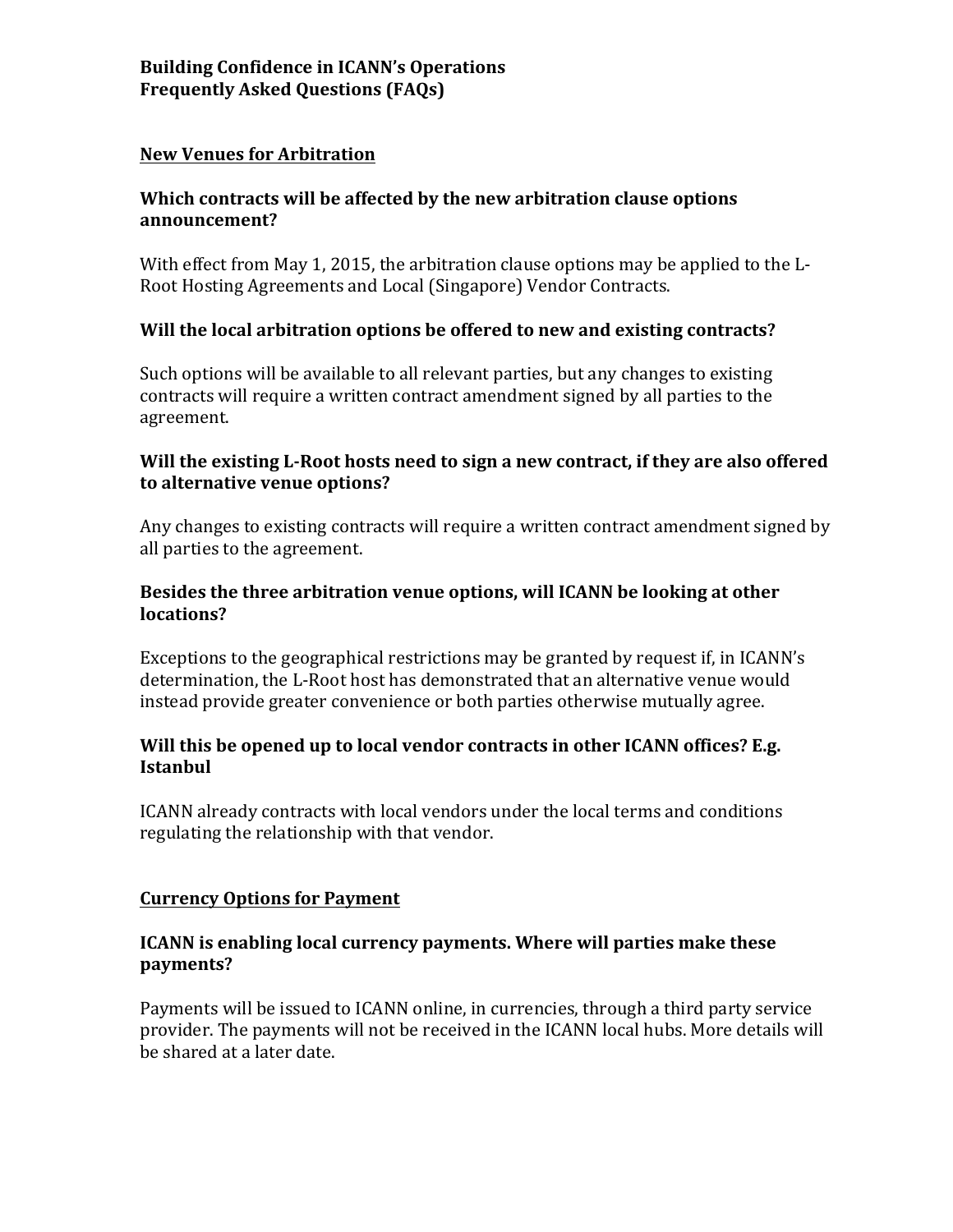**Building Confidence in ICANN's Operations**
**Frequently Asked Questions (FAQs)**

## New Venues for Arbitration

### Which contracts will be affected by the new arbitration clause options announcement?

With effect from May 1, 2015, the arbitration clause options may be applied to the L-Root Hosting Agreements and Local (Singapore) Vendor Contracts.

### Will the local arbitration options be offered to new and existing contracts?

Such options will be available to all relevant parties, but any changes to existing contracts will require a written contract amendment signed by all parties to the agreement.

### Will the existing L-Root hosts need to sign a new contract, if they are also offered to alternative venue options?

Any changes to existing contracts will require a written contract amendment signed by all parties to the agreement.

### Besides the three arbitration venue options, will ICANN be looking at other locations?

Exceptions to the geographical restrictions may be granted by request if, in ICANN's determination, the L-Root host has demonstrated that an alternative venue would instead provide greater convenience or both parties otherwise mutually agree.

### Will this be opened up to local vendor contracts in other ICANN offices? E.g. Istanbul

ICANN already contracts with local vendors under the local terms and conditions regulating the relationship with that vendor.

## Currency Options for Payment

### ICANN is enabling local currency payments. Where will parties make these payments?

Payments will be issued to ICANN online, in currencies, through a third party service provider. The payments will not be received in the ICANN local hubs. More details will be shared at a later date.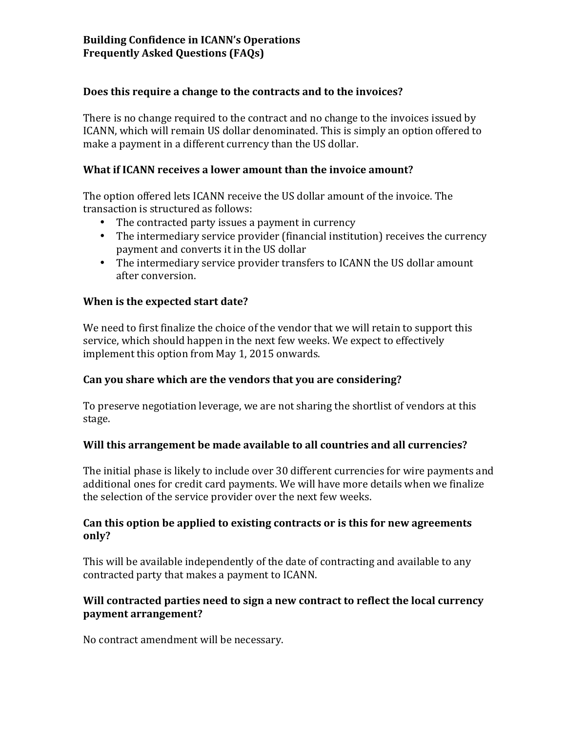**Building Confidence in ICANN's Operations**
**Frequently Asked Questions (FAQs)**

### Does this require a change to the contracts and to the invoices?

There is no change required to the contract and no change to the invoices issued by ICANN, which will remain US dollar denominated. This is simply an option offered to make a payment in a different currency than the US dollar.

### What if ICANN receives a lower amount than the invoice amount?

The option offered lets ICANN receive the US dollar amount of the invoice. The transaction is structured as follows:

- The contracted party issues a payment in currency
- The intermediary service provider (financial institution) receives the currency payment and converts it in the US dollar
- The intermediary service provider transfers to ICANN the US dollar amount after conversion.

### When is the expected start date?

We need to first finalize the choice of the vendor that we will retain to support this service, which should happen in the next few weeks. We expect to effectively implement this option from May 1, 2015 onwards.

### Can you share which are the vendors that you are considering?

To preserve negotiation leverage, we are not sharing the shortlist of vendors at this stage.

### Will this arrangement be made available to all countries and all currencies?

The initial phase is likely to include over 30 different currencies for wire payments and additional ones for credit card payments. We will have more details when we finalize the selection of the service provider over the next few weeks.

### Can this option be applied to existing contracts or is this for new agreements only?

This will be available independently of the date of contracting and available to any contracted party that makes a payment to ICANN.

### Will contracted parties need to sign a new contract to reflect the local currency payment arrangement?

No contract amendment will be necessary.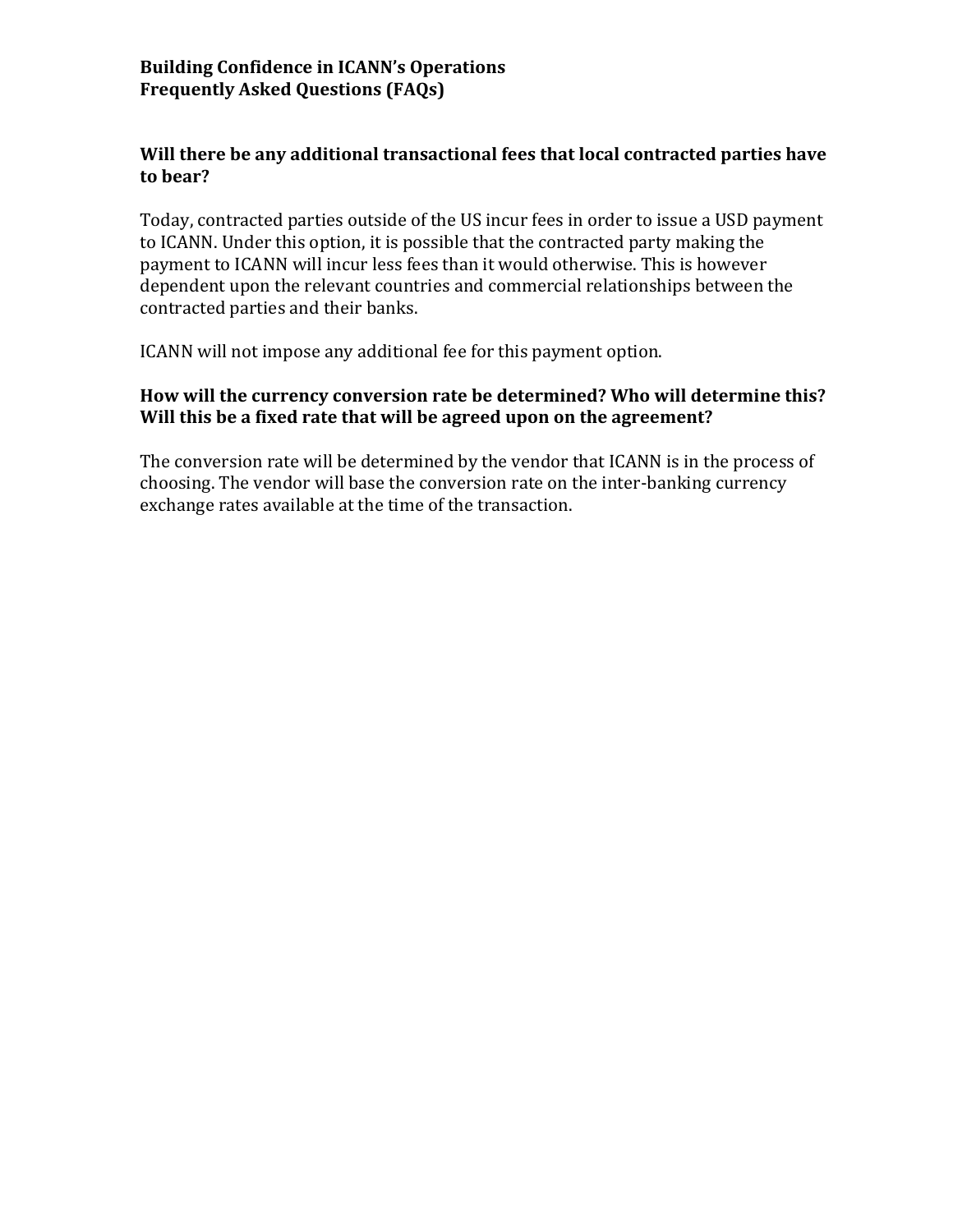**Building Confidence in ICANN's Operations**
**Frequently Asked Questions (FAQs)**

**Will there be any additional transactional fees that local contracted parties have to bear?**

Today, contracted parties outside of the US incur fees in order to issue a USD payment to ICANN. Under this option, it is possible that the contracted party making the payment to ICANN will incur less fees than it would otherwise. This is however dependent upon the relevant countries and commercial relationships between the contracted parties and their banks.

ICANN will not impose any additional fee for this payment option.

**How will the currency conversion rate be determined? Who will determine this? Will this be a fixed rate that will be agreed upon on the agreement?**

The conversion rate will be determined by the vendor that ICANN is in the process of choosing. The vendor will base the conversion rate on the inter-banking currency exchange rates available at the time of the transaction.